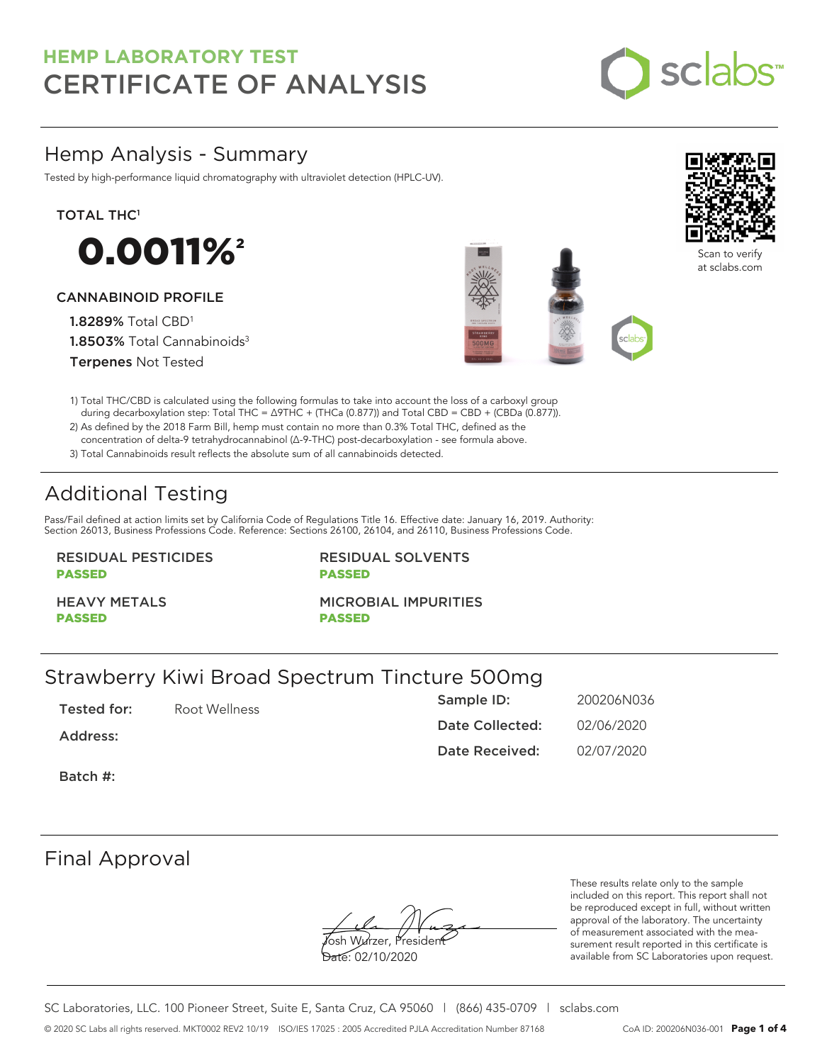# HEMP LABORATORY TEST
# CERTIFICATE OF ANALYSIS

## Hemp Analysis - Summary

Tested by high-performance liquid chromatography with ultraviolet detection (HPLC-UV).

**TOTAL THC[1]**

**0.0011%[2]**

**CANNABINOID PROFILE**

**1.8289%** Total CBD[1]
**1.8503%** Total Cannabinoids[3]
**Terpenes** Not Tested

Scan to verify at sclabs.com

1) Total THC/CBD is calculated using the following formulas to take into account the loss of a carboxyl group during decarboxylation step: Total THC = Δ9THC + (THCa (0.877)) and Total CBD = CBD + (CBDa (0.877)).
2) As defined by the 2018 Farm Bill, hemp must contain no more than 0.3% Total THC, defined as the concentration of delta-9 tetrahydrocannabinol (Δ-9-THC) post-decarboxylation - see formula above.
3) Total Cannabinoids result reflects the absolute sum of all cannabinoids detected.

## Additional Testing

Pass/Fail defined at action limits set by California Code of Regulations Title 16. Effective date: January 16, 2019. Authority: Section 26013, Business Professions Code. Reference: Sections 26100, 26104, and 26110, Business Professions Code.

**RESIDUAL PESTICIDES**
**PASSED**

**RESIDUAL SOLVENTS**
**PASSED**

**HEAVY METALS**
**PASSED**

**MICROBIAL IMPURITIES**
**PASSED**

## Strawberry Kiwi Broad Spectrum Tincture 500mg

**Tested for:** Root Wellness

**Address:**

**Batch #:**

**Sample ID:** 200206N036

**Date Collected:** 02/06/2020

**Date Received:** 02/07/2020

## Final Approval

Josh Wurzer, President
Date: 02/10/2020

These results relate only to the sample included on this report. This report shall not be reproduced except in full, without written approval of the laboratory. The uncertainty of measurement associated with the measurement result reported in this certificate is available from SC Laboratories upon request.

SC Laboratories, LLC. 100 Pioneer Street, Suite E, Santa Cruz, CA 95060 | (866) 435-0709 | sclabs.com

© 2020 SC Labs all rights reserved. MKT0002 REV2 10/19 ISO/IES 17025 : 2005 Accredited PJLA Accreditation Number 87168 CoA ID: 200206N036-001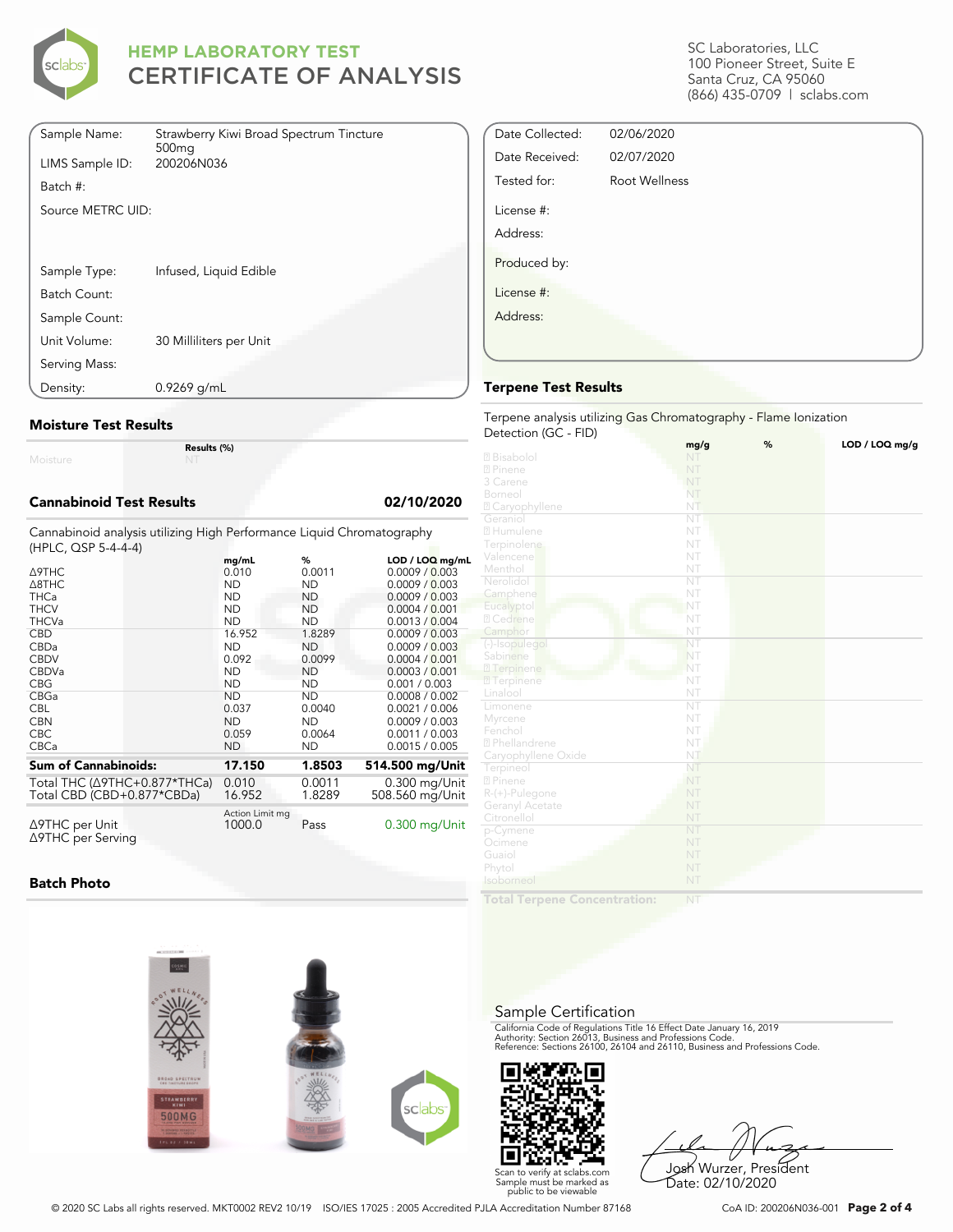# HEMP LABORATORY TEST
## CERTIFICATE OF ANALYSIS

SC Laboratories, LLC
100 Pioneer Street, Suite E
Santa Cruz, CA 95060
(866) 435-0709 | sclabs.com

| | |
|---|---|
| Sample Name: | Strawberry Kiwi Broad Spectrum Tincture 500mg |
| LIMS Sample ID: | 200206N036 |
| Batch #: | |
| Source METRC UID: | |
| Sample Type: | Infused, Liquid Edible |
| Batch Count: | |
| Sample Count: | |
| Unit Volume: | 30 Milliliters per Unit |
| Serving Mass: | |
| Density: | 0.9269 g/mL |

| | |
|---|---|
| Date Collected: | 02/06/2020 |
| Date Received: | 02/07/2020 |
| Tested for: | Root Wellness |
| License #: | |
| Address: | |
| Produced by: | |
| License #: | |
| Address: | |

### Moisture Test Results

| | Results (%) |
|---|---|
| Moisture | NT |

### Cannabinoid Test Results — 02/10/2020

Cannabinoid analysis utilizing High Performance Liquid Chromatography (HPLC, QSP 5-4-4-4)

| | mg/mL | % | LOD / LOQ mg/mL |
|---|---|---|---|
| Δ9THC | 0.010 | 0.0011 | 0.0009 / 0.003 |
| Δ8THC | ND | ND | 0.0009 / 0.003 |
| THCa | ND | ND | 0.0009 / 0.003 |
| THCV | ND | ND | 0.0004 / 0.001 |
| THCVa | ND | ND | 0.0013 / 0.004 |
| CBD | 16.952 | 1.8289 | 0.0009 / 0.003 |
| CBDa | ND | ND | 0.0009 / 0.003 |
| CBDV | 0.092 | 0.0099 | 0.0004 / 0.001 |
| CBDVa | ND | ND | 0.0003 / 0.001 |
| CBG | ND | ND | 0.001 / 0.003 |
| CBGa | ND | ND | 0.0008 / 0.002 |
| CBL | 0.037 | 0.0040 | 0.0021 / 0.006 |
| CBN | ND | ND | 0.0009 / 0.003 |
| CBC | 0.059 | 0.0064 | 0.0011 / 0.003 |
| CBCa | ND | ND | 0.0015 / 0.005 |
| **Sum of Cannabinoids:** | **17.150** | **1.8503** | **514.500 mg/Unit** |
| Total THC (Δ9THC+0.877*THCa) | 0.010 | 0.0011 | 0.300 mg/Unit |
| Total CBD (CBD+0.877*CBDa) | 16.952 | 1.8289 | 508.560 mg/Unit |

| | Action Limit mg | | |
|---|---|---|---|
| Δ9THC per Unit | 1000.0 | Pass | 0.300 mg/Unit |
| Δ9THC per Serving | | | |

### Terpene Test Results

Terpene analysis utilizing Gas Chromatography - Flame Ionization Detection (GC - FID)

| | mg/g | % | LOD / LOQ mg/g |
|---|---|---|---|
| ⍰ Bisabolol | NT | | |
| ⍰ Pinene | NT | | |
| 3 Carene | NT | | |
| Borneol | NT | | |
| ⍰ Caryophyllene | NT | | |
| Geraniol | NT | | |
| ⍰ Humulene | NT | | |
| Terpinolene | NT | | |
| Valencene | NT | | |
| Menthol | NT | | |
| Nerolidol | NT | | |
| Camphene | NT | | |
| Eucalyptol | NT | | |
| ⍰ Cedrene | NT | | |
| Camphor | NT | | |
| (-)-Isopulegol | NT | | |
| Sabinene | NT | | |
| ⍰ Terpinene | NT | | |
| ⍰ Terpinene | NT | | |
| Linalool | NT | | |
| Limonene | NT | | |
| Myrcene | NT | | |
| Fenchol | NT | | |
| ⍰ Phellandrene | NT | | |
| Caryophyllene Oxide | NT | | |
| Terpineol | NT | | |
| ⍰ Pinene | NT | | |
| R-(+)-Pulegone | NT | | |
| Geranyl Acetate | NT | | |
| Citronellol | NT | | |
| p-Cymene | NT | | |
| Ocimene | NT | | |
| Guaiol | NT | | |
| Phytol | NT | | |
| Isoborneol | NT | | |
| **Total Terpene Concentration:** | NT | | |

### Batch Photo

### Sample Certification

California Code of Regulations Title 16 Effect Date January 16, 2019
Authority: Section 26013, Business and Professions Code.
Reference: Sections 26100, 26104 and 26110, Business and Professions Code.

Scan to verify at sclabs.com
Sample must be marked as public to be viewable

Josh Wurzer, President
Date: 02/10/2020

© 2020 SC Labs all rights reserved. MKT0002 REV2 10/19 ISO/IES 17025 : 2005 Accredited PJLA Accreditation Number 87168

CoA ID: 200206N036-001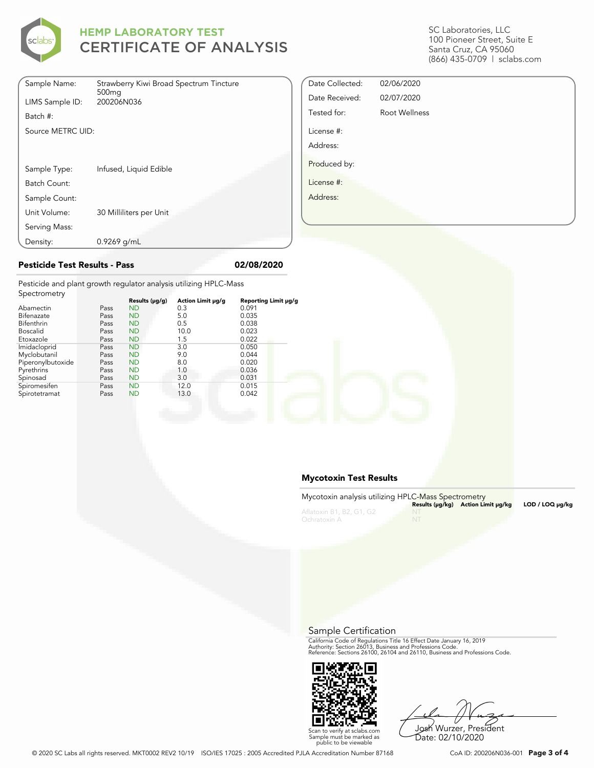# HEMP LABORATORY TEST
# CERTIFICATE OF ANALYSIS

SC Laboratories, LLC
100 Pioneer Street, Suite E
Santa Cruz, CA 95060
(866) 435-0709 | sclabs.com

| | |
|---|---|
| Sample Name: | Strawberry Kiwi Broad Spectrum Tincture 500mg |
| LIMS Sample ID: | 200206N036 |
| Batch #: | |
| Source METRC UID: | |
| Sample Type: | Infused, Liquid Edible |
| Batch Count: | |
| Sample Count: | |
| Unit Volume: | 30 Milliliters per Unit |
| Serving Mass: | |
| Density: | 0.9269 g/mL |

| | |
|---|---|
| Date Collected: | 02/06/2020 |
| Date Received: | 02/07/2020 |
| Tested for: | Root Wellness |
| License #: | |
| Address: | |
| Produced by: | |
| License #: | |
| Address: | |

## Pesticide Test Results - Pass  02/08/2020

Pesticide and plant growth regulator analysis utilizing HPLC-Mass Spectrometry

| | | Results (µg/g) | Action Limit µg/g | Reporting Limit µg/g |
|---|---|---|---|---|
| Abamectin | Pass | ND | 0.3 | 0.091 |
| Bifenazate | Pass | ND | 5.0 | 0.035 |
| Bifenthrin | Pass | ND | 0.5 | 0.038 |
| Boscalid | Pass | ND | 10.0 | 0.023 |
| Etoxazole | Pass | ND | 1.5 | 0.022 |
| Imidacloprid | Pass | ND | 3.0 | 0.050 |
| Myclobutanil | Pass | ND | 9.0 | 0.044 |
| Piperonylbutoxide | Pass | ND | 8.0 | 0.020 |
| Pyrethrins | Pass | ND | 1.0 | 0.036 |
| Spinosad | Pass | ND | 3.0 | 0.031 |
| Spiromesifen | Pass | ND | 12.0 | 0.015 |
| Spirotetramat | Pass | ND | 13.0 | 0.042 |

## Mycotoxin Test Results

Mycotoxin analysis utilizing HPLC-Mass Spectrometry

| | Results (µg/kg) | Action Limit µg/kg | LOD / LOQ µg/kg |
|---|---|---|---|
| Aflatoxin B1, B2, G1, G2 | NT | | |
| Ochratoxin A | NT | | |

## Sample Certification

California Code of Regulations Title 16 Effect Date January 16, 2019
Authority: Section 26013, Business and Professions Code.
Reference: Sections 26100, 26104 and 26110, Business and Professions Code.

Scan to verify at sclabs.com
Sample must be marked as public to be viewable

Josh Wurzer, President
Date: 02/10/2020

© 2020 SC Labs all rights reserved. MKT0002 REV2 10/19 ISO/IES 17025 : 2005 Accredited PJLA Accreditation Number 87168

CoA ID: 200206N036-001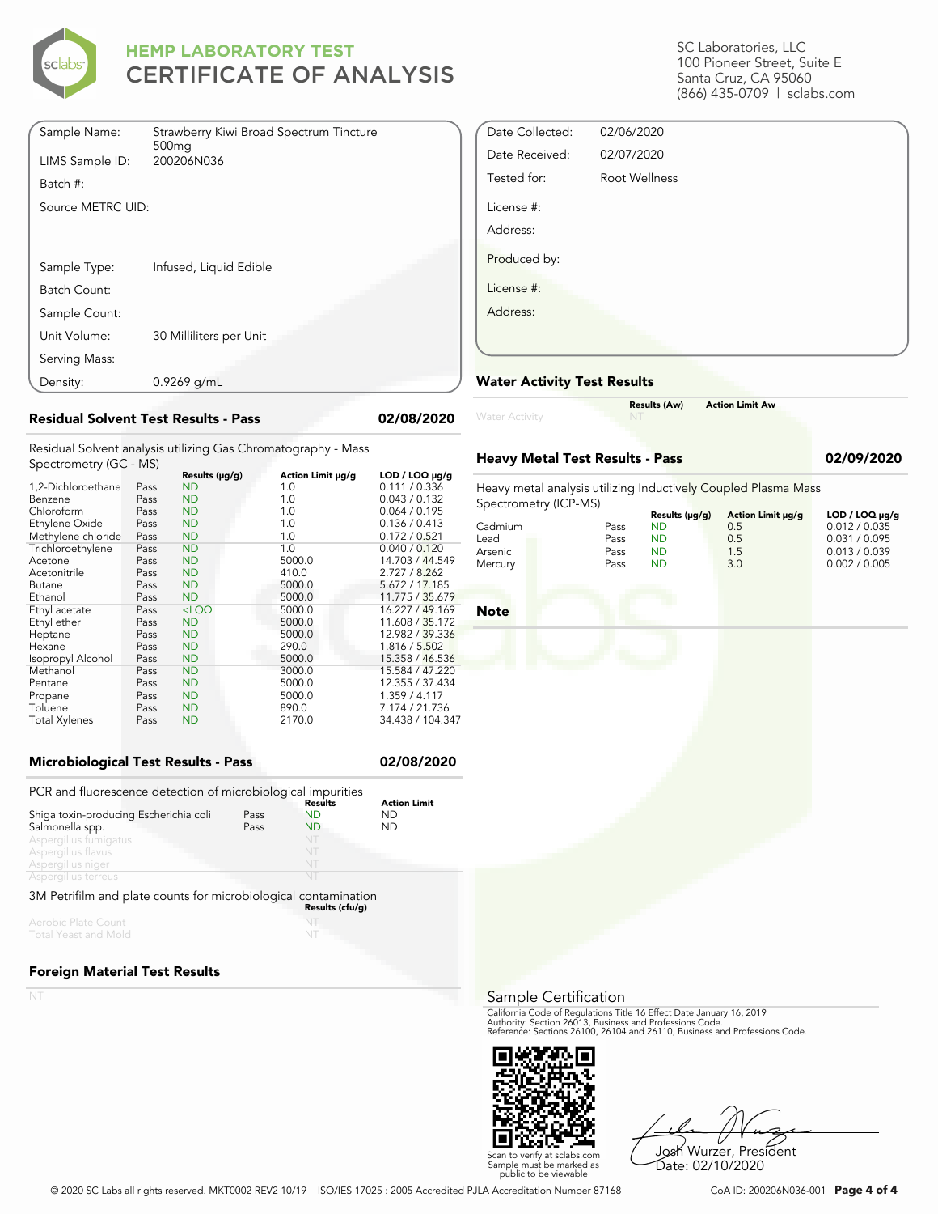# HEMP LABORATORY TEST
# CERTIFICATE OF ANALYSIS

SC Laboratories, LLC
100 Pioneer Street, Suite E
Santa Cruz, CA 95060
(866) 435-0709 | sclabs.com

| | |
|---|---|
| Sample Name: | Strawberry Kiwi Broad Spectrum Tincture 500mg |
| LIMS Sample ID: | 200206N036 |
| Batch #: | |
| Source METRC UID: | |
| Sample Type: | Infused, Liquid Edible |
| Batch Count: | |
| Sample Count: | |
| Unit Volume: | 30 Milliliters per Unit |
| Serving Mass: | |
| Density: | 0.9269 g/mL |

| | |
|---|---|
| Date Collected: | 02/06/2020 |
| Date Received: | 02/07/2020 |
| Tested for: | Root Wellness |
| License #: | |
| Address: | |
| Produced by: | |
| License #: | |
| Address: | |

## Residual Solvent Test Results - Pass — 02/08/2020

Residual Solvent analysis utilizing Gas Chromatography - Mass Spectrometry (GC - MS)

| | | Results (μg/g) | Action Limit μg/g | LOD / LOQ μg/g |
|---|---|---|---|---|
| 1,2-Dichloroethane | Pass | ND | 1.0 | 0.111 / 0.336 |
| Benzene | Pass | ND | 1.0 | 0.043 / 0.132 |
| Chloroform | Pass | ND | 1.0 | 0.064 / 0.195 |
| Ethylene Oxide | Pass | ND | 1.0 | 0.136 / 0.413 |
| Methylene chloride | Pass | ND | 1.0 | 0.172 / 0.521 |
| Trichloroethylene | Pass | ND | 1.0 | 0.040 / 0.120 |
| Acetone | Pass | ND | 5000.0 | 14.703 / 44.549 |
| Acetonitrile | Pass | ND | 410.0 | 2.727 / 8.262 |
| Butane | Pass | ND | 5000.0 | 5.672 / 17.185 |
| Ethanol | Pass | ND | 5000.0 | 11.775 / 35.679 |
| Ethyl acetate | Pass | <LOQ | 5000.0 | 16.227 / 49.169 |
| Ethyl ether | Pass | ND | 5000.0 | 11.608 / 35.172 |
| Heptane | Pass | ND | 5000.0 | 12.982 / 39.336 |
| Hexane | Pass | ND | 290.0 | 1.816 / 5.502 |
| Isopropyl Alcohol | Pass | ND | 5000.0 | 15.358 / 46.536 |
| Methanol | Pass | ND | 3000.0 | 15.584 / 47.220 |
| Pentane | Pass | ND | 5000.0 | 12.355 / 37.434 |
| Propane | Pass | ND | 5000.0 | 1.359 / 4.117 |
| Toluene | Pass | ND | 890.0 | 7.174 / 21.736 |
| Total Xylenes | Pass | ND | 2170.0 | 34.438 / 104.347 |

## Microbiological Test Results - Pass — 02/08/2020

PCR and fluorescence detection of microbiological impurities

| | | Results | Action Limit |
|---|---|---|---|
| Shiga toxin-producing Escherichia coli | Pass | ND | ND |
| Salmonella spp. | Pass | ND | ND |
| Aspergillus fumigatus | | NT | |
| Aspergillus flavus | | NT | |
| Aspergillus niger | | NT | |
| Aspergillus terreus | | NT | |

3M Petrifilm and plate counts for microbiological contamination

| | Results (cfu/g) |
|---|---|
| Aerobic Plate Count | NT |
| Total Yeast and Mold | NT |

## Foreign Material Test Results

NT

## Water Activity Test Results

| | Results (Aw) | Action Limit Aw |
|---|---|---|
| Water Activity | NT | |

## Heavy Metal Test Results - Pass — 02/09/2020

Heavy metal analysis utilizing Inductively Coupled Plasma Mass Spectrometry (ICP-MS)

| | | Results (μg/g) | Action Limit μg/g | LOD / LOQ μg/g |
|---|---|---|---|---|
| Cadmium | Pass | ND | 0.5 | 0.012 / 0.035 |
| Lead | Pass | ND | 0.5 | 0.031 / 0.095 |
| Arsenic | Pass | ND | 1.5 | 0.013 / 0.039 |
| Mercury | Pass | ND | 3.0 | 0.002 / 0.005 |

## Note

## Sample Certification

California Code of Regulations Title 16 Effect Date January 16, 2019
Authority: Section 26013, Business and Professions Code.
Reference: Sections 26100, 26104 and 26110, Business and Professions Code.

Scan to verify at sclabs.com
Sample must be marked as public to be viewable

Josh Wurzer, President
Date: 02/10/2020

© 2020 SC Labs all rights reserved. MKT0002 REV2 10/19 ISO/IES 17025 : 2005 Accredited PJLA Accreditation Number 87168 CoA ID: 200206N036-001